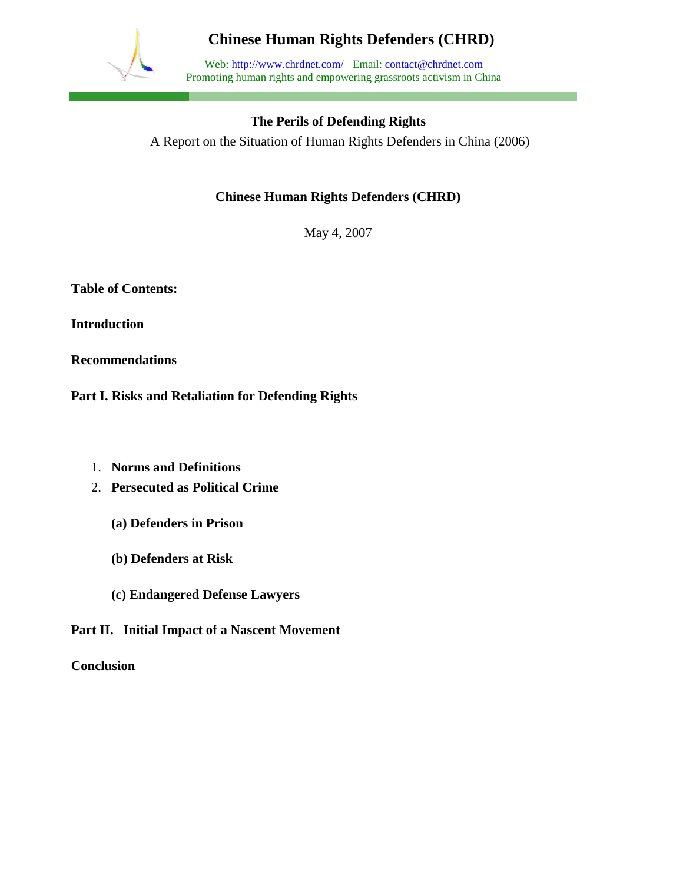# Chinese Human Rights Defenders (CHRD)

Web: http://www.chrdnet.com/ Email: contact@chrdnet.com
Promoting human rights and empowering grassroots activism in China

## The Perils of Defending Rights

A Report on the Situation of Human Rights Defenders in China (2006)

**Chinese Human Rights Defenders (CHRD)**

May 4, 2007

**Table of Contents:**

**Introduction**

**Recommendations**

**Part I. Risks and Retaliation for Defending Rights**

1. **Norms and Definitions**
2. **Persecuted as Political Crime**

   **(a) Defenders in Prison**

   **(b) Defenders at Risk**

   **(c) Endangered Defense Lawyers**

**Part II. Initial Impact of a Nascent Movement**

**Conclusion**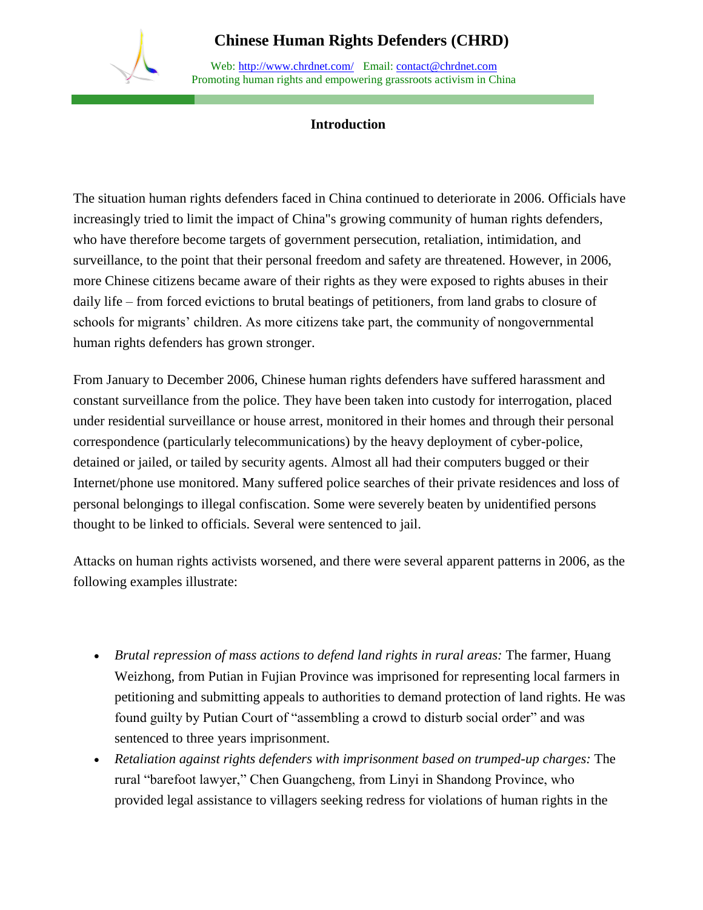# Chinese Human Rights Defenders (CHRD)

Web: http://www.chrdnet.com/ Email: contact@chrdnet.com
Promoting human rights and empowering grassroots activism in China

## Introduction

The situation human rights defenders faced in China continued to deteriorate in 2006. Officials have increasingly tried to limit the impact of China"s growing community of human rights defenders, who have therefore become targets of government persecution, retaliation, intimidation, and surveillance, to the point that their personal freedom and safety are threatened. However, in 2006, more Chinese citizens became aware of their rights as they were exposed to rights abuses in their daily life – from forced evictions to brutal beatings of petitioners, from land grabs to closure of schools for migrants' children. As more citizens take part, the community of nongovernmental human rights defenders has grown stronger.

From January to December 2006, Chinese human rights defenders have suffered harassment and constant surveillance from the police. They have been taken into custody for interrogation, placed under residential surveillance or house arrest, monitored in their homes and through their personal correspondence (particularly telecommunications) by the heavy deployment of cyber-police, detained or jailed, or tailed by security agents. Almost all had their computers bugged or their Internet/phone use monitored. Many suffered police searches of their private residences and loss of personal belongings to illegal confiscation. Some were severely beaten by unidentified persons thought to be linked to officials. Several were sentenced to jail.

Attacks on human rights activists worsened, and there were several apparent patterns in 2006, as the following examples illustrate:

- *Brutal repression of mass actions to defend land rights in rural areas:* The farmer, Huang Weizhong, from Putian in Fujian Province was imprisoned for representing local farmers in petitioning and submitting appeals to authorities to demand protection of land rights. He was found guilty by Putian Court of "assembling a crowd to disturb social order" and was sentenced to three years imprisonment.
- *Retaliation against rights defenders with imprisonment based on trumped-up charges:* The rural "barefoot lawyer," Chen Guangcheng, from Linyi in Shandong Province, who provided legal assistance to villagers seeking redress for violations of human rights in the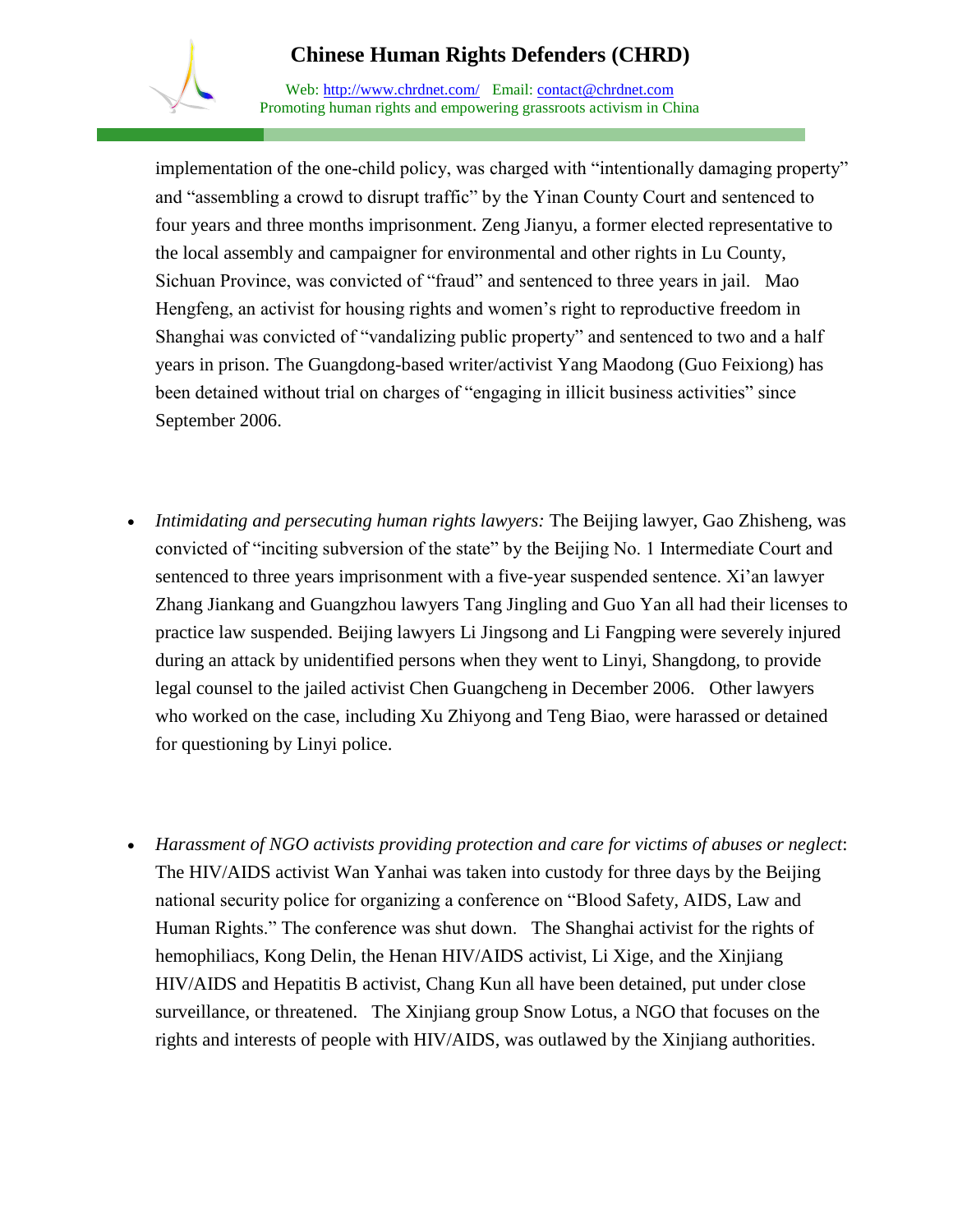implementation of the one-child policy, was charged with "intentionally damaging property" and "assembling a crowd to disrupt traffic" by the Yinan County Court and sentenced to four years and three months imprisonment. Zeng Jianyu, a former elected representative to the local assembly and campaigner for environmental and other rights in Lu County, Sichuan Province, was convicted of "fraud" and sentenced to three years in jail. Mao Hengfeng, an activist for housing rights and women's right to reproductive freedom in Shanghai was convicted of "vandalizing public property" and sentenced to two and a half years in prison. The Guangdong-based writer/activist Yang Maodong (Guo Feixiong) has been detained without trial on charges of "engaging in illicit business activities" since September 2006.

- *Intimidating and persecuting human rights lawyers:* The Beijing lawyer, Gao Zhisheng, was convicted of "inciting subversion of the state" by the Beijing No. 1 Intermediate Court and sentenced to three years imprisonment with a five-year suspended sentence. Xi'an lawyer Zhang Jiankang and Guangzhou lawyers Tang Jingling and Guo Yan all had their licenses to practice law suspended. Beijing lawyers Li Jingsong and Li Fangping were severely injured during an attack by unidentified persons when they went to Linyi, Shangdong, to provide legal counsel to the jailed activist Chen Guangcheng in December 2006. Other lawyers who worked on the case, including Xu Zhiyong and Teng Biao, were harassed or detained for questioning by Linyi police.

- *Harassment of NGO activists providing protection and care for victims of abuses or neglect*: The HIV/AIDS activist Wan Yanhai was taken into custody for three days by the Beijing national security police for organizing a conference on "Blood Safety, AIDS, Law and Human Rights." The conference was shut down. The Shanghai activist for the rights of hemophiliacs, Kong Delin, the Henan HIV/AIDS activist, Li Xige, and the Xinjiang HIV/AIDS and Hepatitis B activist, Chang Kun all have been detained, put under close surveillance, or threatened. The Xinjiang group Snow Lotus, a NGO that focuses on the rights and interests of people with HIV/AIDS, was outlawed by the Xinjiang authorities.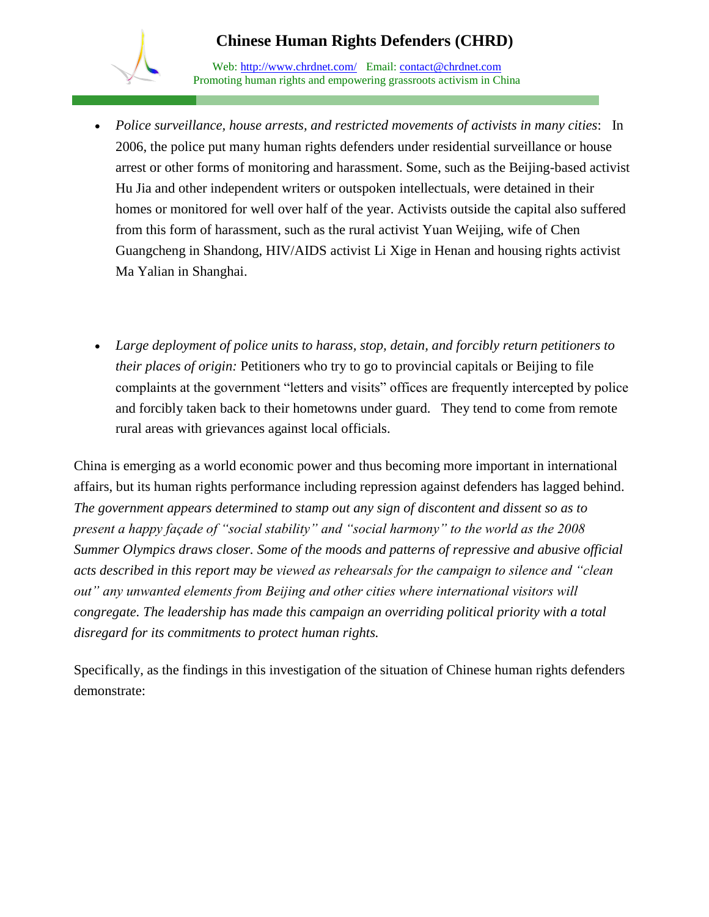- *Police surveillance, house arrests, and restricted movements of activists in many cities*: In 2006, the police put many human rights defenders under residential surveillance or house arrest or other forms of monitoring and harassment. Some, such as the Beijing-based activist Hu Jia and other independent writers or outspoken intellectuals, were detained in their homes or monitored for well over half of the year. Activists outside the capital also suffered from this form of harassment, such as the rural activist Yuan Weijing, wife of Chen Guangcheng in Shandong, HIV/AIDS activist Li Xige in Henan and housing rights activist Ma Yalian in Shanghai.

- *Large deployment of police units to harass, stop, detain, and forcibly return petitioners to their places of origin:* Petitioners who try to go to provincial capitals or Beijing to file complaints at the government "letters and visits" offices are frequently intercepted by police and forcibly taken back to their hometowns under guard. They tend to come from remote rural areas with grievances against local officials.

China is emerging as a world economic power and thus becoming more important in international affairs, but its human rights performance including repression against defenders has lagged behind. *The government appears determined to stamp out any sign of discontent and dissent so as to present a happy façade of "social stability" and "social harmony" to the world as the 2008 Summer Olympics draws closer. Some of the moods and patterns of repressive and abusive official acts described in this report may be viewed as rehearsals for the campaign to silence and "clean out" any unwanted elements from Beijing and other cities where international visitors will congregate. The leadership has made this campaign an overriding political priority with a total disregard for its commitments to protect human rights.*

Specifically, as the findings in this investigation of the situation of Chinese human rights defenders demonstrate: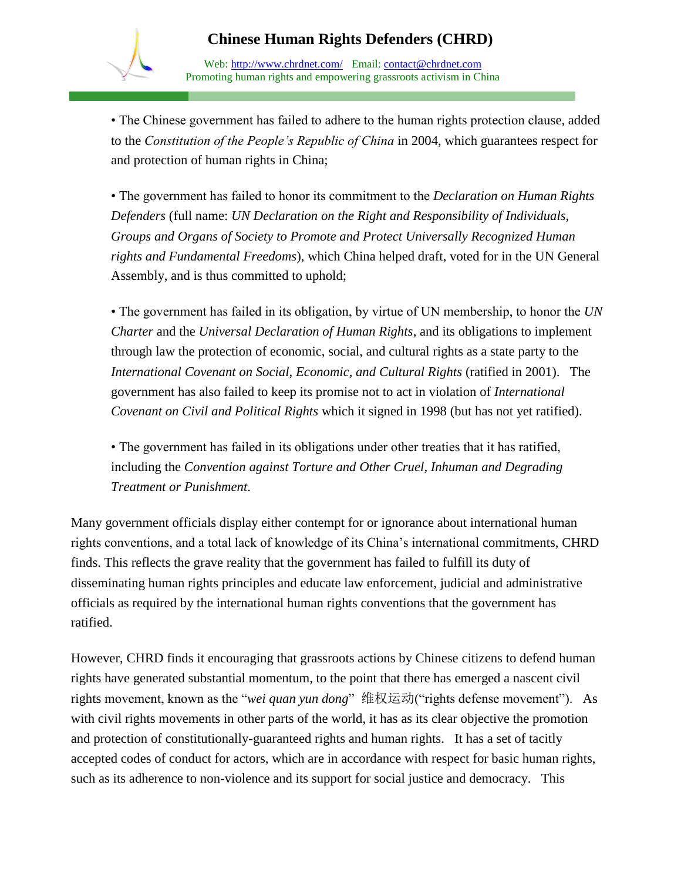• The Chinese government has failed to adhere to the human rights protection clause, added to the *Constitution of the People's Republic of China* in 2004, which guarantees respect for and protection of human rights in China;

• The government has failed to honor its commitment to the *Declaration on Human Rights Defenders* (full name: *UN Declaration on the Right and Responsibility of Individuals, Groups and Organs of Society to Promote and Protect Universally Recognized Human rights and Fundamental Freedoms*), which China helped draft, voted for in the UN General Assembly, and is thus committed to uphold;

• The government has failed in its obligation, by virtue of UN membership, to honor the *UN Charter* and the *Universal Declaration of Human Rights*, and its obligations to implement through law the protection of economic, social, and cultural rights as a state party to the *International Covenant on Social, Economic, and Cultural Rights* (ratified in 2001). The government has also failed to keep its promise not to act in violation of *International Covenant on Civil and Political Rights* which it signed in 1998 (but has not yet ratified).

• The government has failed in its obligations under other treaties that it has ratified, including the *Convention against Torture and Other Cruel, Inhuman and Degrading Treatment or Punishment.*

Many government officials display either contempt for or ignorance about international human rights conventions, and a total lack of knowledge of its China's international commitments, CHRD finds. This reflects the grave reality that the government has failed to fulfill its duty of disseminating human rights principles and educate law enforcement, judicial and administrative officials as required by the international human rights conventions that the government has ratified.

However, CHRD finds it encouraging that grassroots actions by Chinese citizens to defend human rights have generated substantial momentum, to the point that there has emerged a nascent civil rights movement, known as the "*wei quan yun dong*" 维权运动("rights defense movement"). As with civil rights movements in other parts of the world, it has as its clear objective the promotion and protection of constitutionally-guaranteed rights and human rights. It has a set of tacitly accepted codes of conduct for actors, which are in accordance with respect for basic human rights, such as its adherence to non-violence and its support for social justice and democracy. This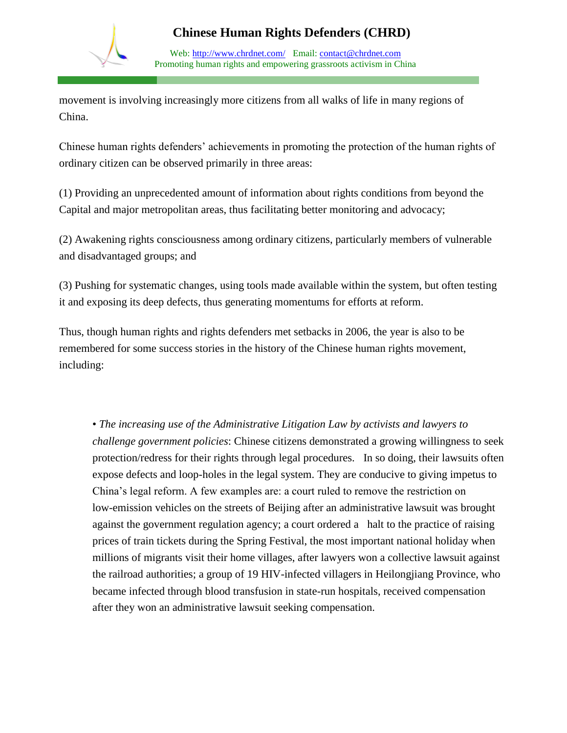movement is involving increasingly more citizens from all walks of life in many regions of China.

Chinese human rights defenders' achievements in promoting the protection of the human rights of ordinary citizen can be observed primarily in three areas:

(1) Providing an unprecedented amount of information about rights conditions from beyond the Capital and major metropolitan areas, thus facilitating better monitoring and advocacy;

(2) Awakening rights consciousness among ordinary citizens, particularly members of vulnerable and disadvantaged groups; and

(3) Pushing for systematic changes, using tools made available within the system, but often testing it and exposing its deep defects, thus generating momentums for efforts at reform.

Thus, though human rights and rights defenders met setbacks in 2006, the year is also to be remembered for some success stories in the history of the Chinese human rights movement, including:

- *The increasing use of the Administrative Litigation Law by activists and lawyers to challenge government policies*: Chinese citizens demonstrated a growing willingness to seek protection/redress for their rights through legal procedures. In so doing, their lawsuits often expose defects and loop-holes in the legal system. They are conducive to giving impetus to China's legal reform. A few examples are: a court ruled to remove the restriction on low-emission vehicles on the streets of Beijing after an administrative lawsuit was brought against the government regulation agency; a court ordered a halt to the practice of raising prices of train tickets during the Spring Festival, the most important national holiday when millions of migrants visit their home villages, after lawyers won a collective lawsuit against the railroad authorities; a group of 19 HIV-infected villagers in Heilongjiang Province, who became infected through blood transfusion in state-run hospitals, received compensation after they won an administrative lawsuit seeking compensation.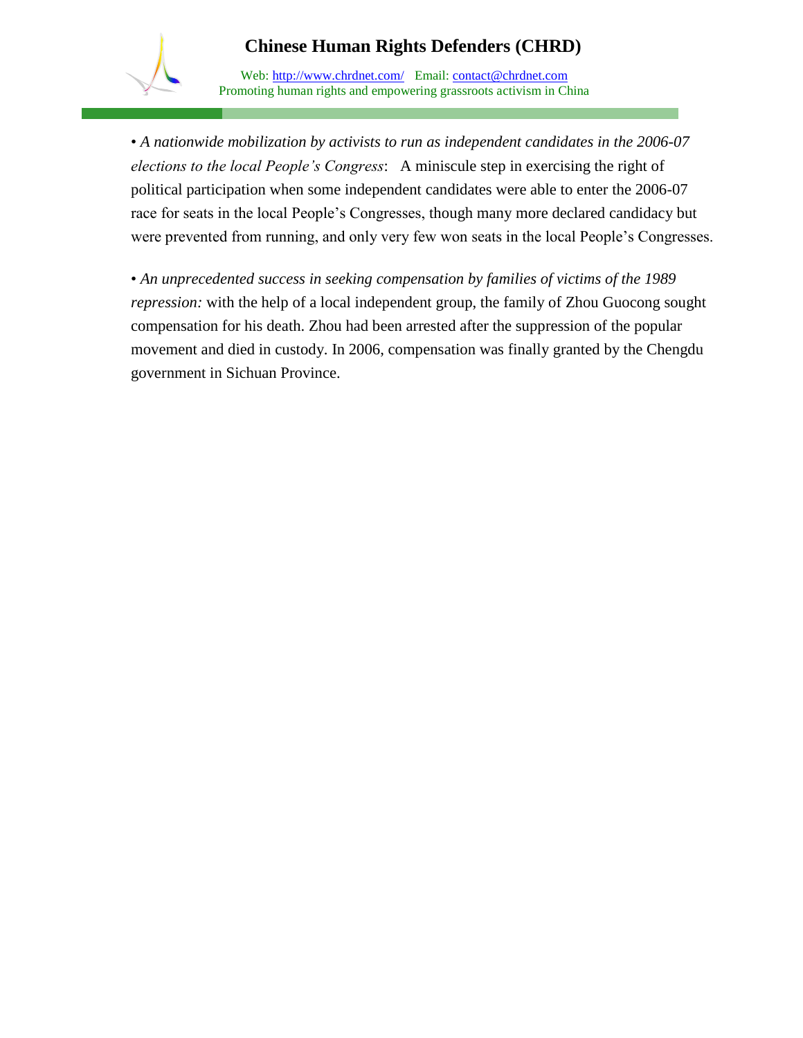• *A nationwide mobilization by activists to run as independent candidates in the 2006-07 elections to the local People's Congress*: A miniscule step in exercising the right of political participation when some independent candidates were able to enter the 2006-07 race for seats in the local People's Congresses, though many more declared candidacy but were prevented from running, and only very few won seats in the local People's Congresses.

• *An unprecedented success in seeking compensation by families of victims of the 1989 repression:* with the help of a local independent group, the family of Zhou Guocong sought compensation for his death. Zhou had been arrested after the suppression of the popular movement and died in custody. In 2006, compensation was finally granted by the Chengdu government in Sichuan Province.